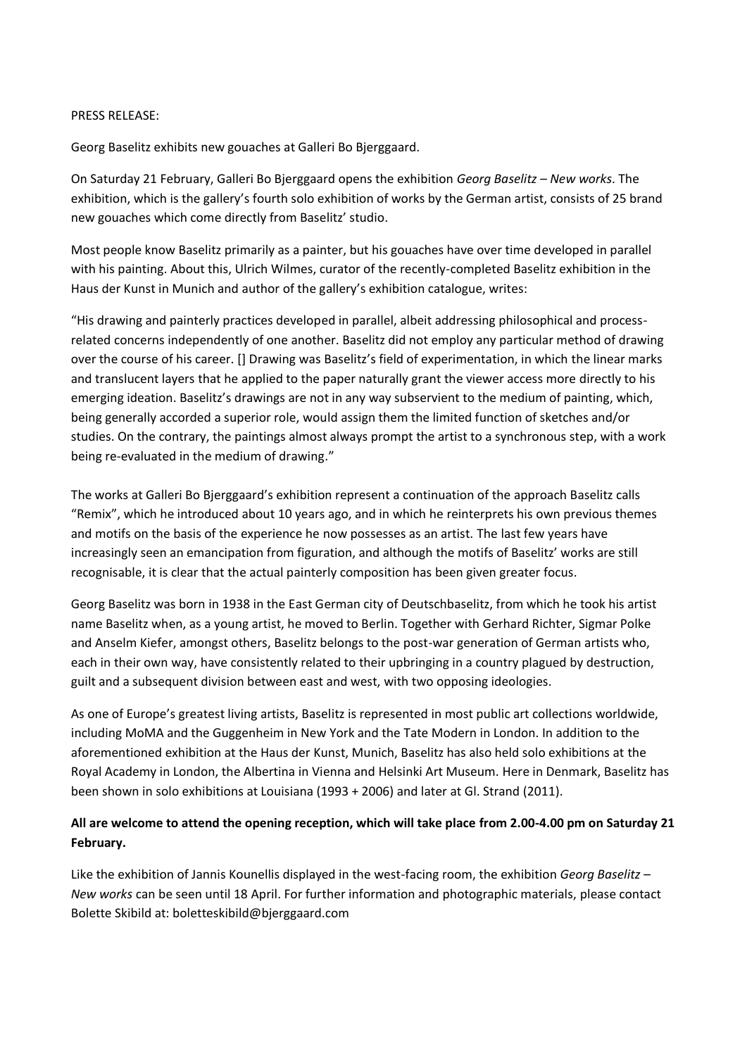PRESS RELEASE:

Georg Baselitz exhibits new gouaches at Galleri Bo Bjerggaard.

On Saturday 21 February, Galleri Bo Bjerggaard opens the exhibition *Georg Baselitz – New works*. The exhibition, which is the gallery's fourth solo exhibition of works by the German artist, consists of 25 brand new gouaches which come directly from Baselitz' studio.

Most people know Baselitz primarily as a painter, but his gouaches have over time developed in parallel with his painting. About this, Ulrich Wilmes, curator of the recently-completed Baselitz exhibition in the Haus der Kunst in Munich and author of the gallery's exhibition catalogue, writes:

"His drawing and painterly practices developed in parallel, albeit addressing philosophical and process-related concerns independently of one another. Baselitz did not employ any particular method of drawing over the course of his career. [] Drawing was Baselitz's field of experimentation, in which the linear marks and translucent layers that he applied to the paper naturally grant the viewer access more directly to his emerging ideation. Baselitz's drawings are not in any way subservient to the medium of painting, which, being generally accorded a superior role, would assign them the limited function of sketches and/or studies. On the contrary, the paintings almost always prompt the artist to a synchronous step, with a work being re-evaluated in the medium of drawing."

The works at Galleri Bo Bjerggaard's exhibition represent a continuation of the approach Baselitz calls "Remix", which he introduced about 10 years ago, and in which he reinterprets his own previous themes and motifs on the basis of the experience he now possesses as an artist. The last few years have increasingly seen an emancipation from figuration, and although the motifs of Baselitz' works are still recognisable, it is clear that the actual painterly composition has been given greater focus.

Georg Baselitz was born in 1938 in the East German city of Deutschbaselitz, from which he took his artist name Baselitz when, as a young artist, he moved to Berlin. Together with Gerhard Richter, Sigmar Polke and Anselm Kiefer, amongst others, Baselitz belongs to the post-war generation of German artists who, each in their own way, have consistently related to their upbringing in a country plagued by destruction, guilt and a subsequent division between east and west, with two opposing ideologies.

As one of Europe's greatest living artists, Baselitz is represented in most public art collections worldwide, including MoMA and the Guggenheim in New York and the Tate Modern in London. In addition to the aforementioned exhibition at the Haus der Kunst, Munich, Baselitz has also held solo exhibitions at the Royal Academy in London, the Albertina in Vienna and Helsinki Art Museum. Here in Denmark, Baselitz has been shown in solo exhibitions at Louisiana (1993 + 2006) and later at Gl. Strand (2011).

**All are welcome to attend the opening reception, which will take place from 2.00-4.00 pm on Saturday 21 February.**

Like the exhibition of Jannis Kounellis displayed in the west-facing room, the exhibition *Georg Baselitz – New works* can be seen until 18 April. For further information and photographic materials, please contact Bolette Skibild at: boletteskibild@bjerggaard.com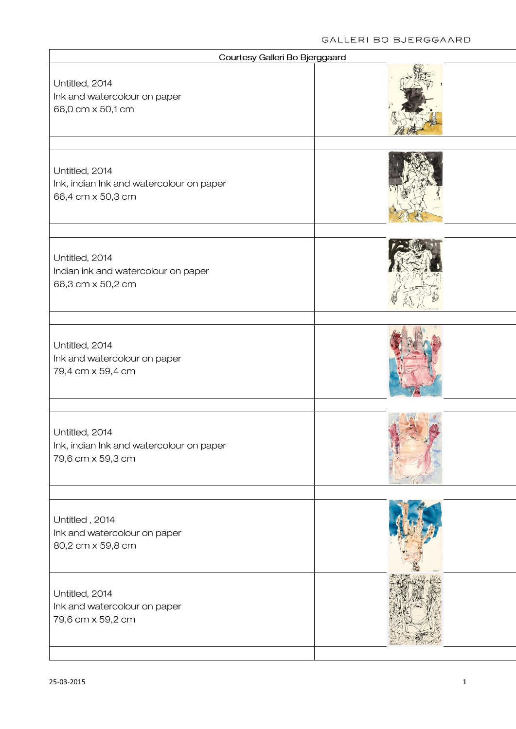| Courtesy Galleri Bo Bjerggaard | |
|---|---|
| Untitled, 2014<br>Ink and watercolour on paper<br>66,0 cm x 50,1 cm | |
| | |
| Untitled, 2014<br>Ink, indian Ink and watercolour on paper<br>66,4 cm x 50,3 cm | |
| | |
| Untitled, 2014<br>Indian ink and watercolour on paper<br>66,3 cm x 50,2 cm | |
| | |
| Untitled, 2014<br>Ink and watercolour on paper<br>79,4 cm x 59,4 cm | |
| | |
| Untitled, 2014<br>Ink, indian Ink and watercolour on paper<br>79,6 cm x 59,3 cm | |
| | |
| Untitled , 2014<br>Ink and watercolour on paper<br>80,2 cm x 59,8 cm | |
| Untitled, 2014<br>Ink and watercolour on paper<br>79,6 cm x 59,2 cm | |
| | |

25-03-2015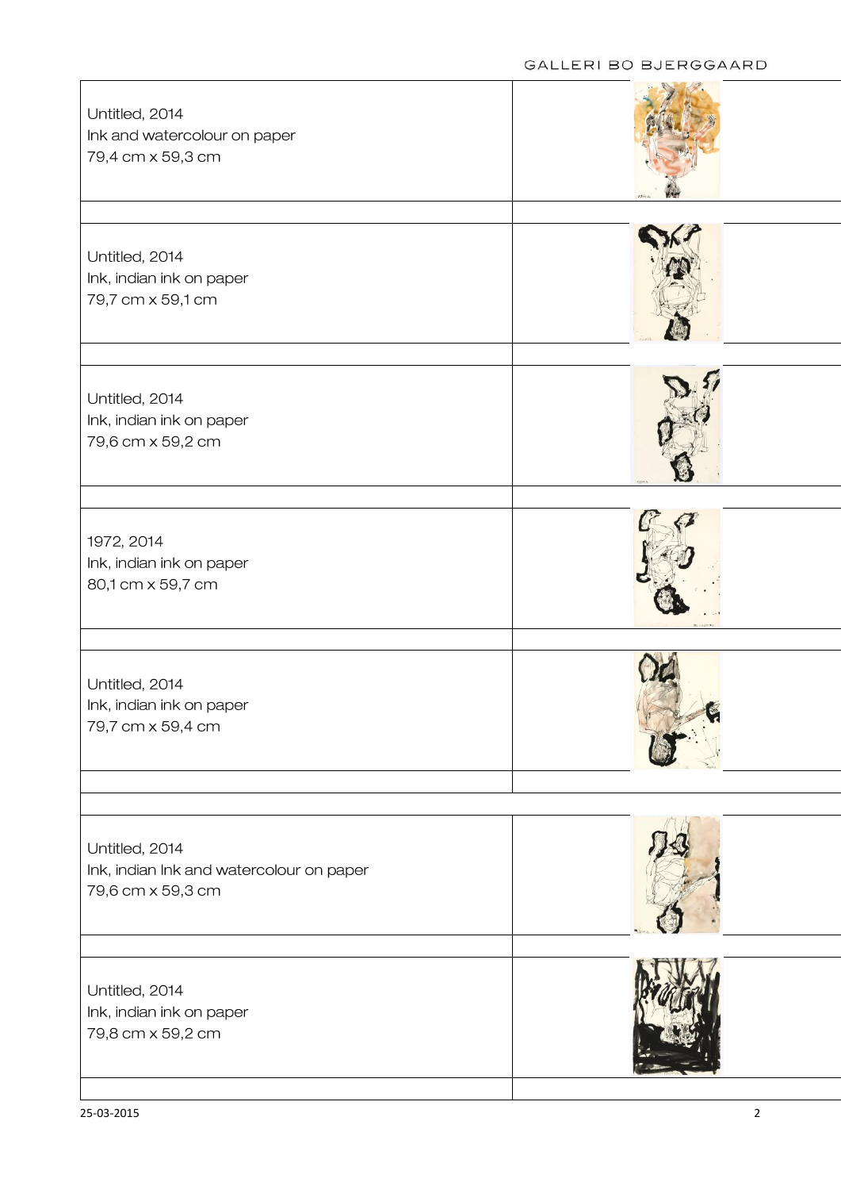| | |
|---|---|
| Untitled, 2014<br>Ink and watercolour on paper<br>79,4 cm x 59,3 cm | |
| | |
| Untitled, 2014<br>Ink, indian ink on paper<br>79,7 cm x 59,1 cm | |
| | |
| Untitled, 2014<br>Ink, indian ink on paper<br>79,6 cm x 59,2 cm | |
| | |
| 1972, 2014<br>Ink, indian ink on paper<br>80,1 cm x 59,7 cm | |
| | |
| Untitled, 2014<br>Ink, indian ink on paper<br>79,7 cm x 59,4 cm | |
| | |
| | |
| Untitled, 2014<br>Ink, indian Ink and watercolour on paper<br>79,6 cm x 59,3 cm | |
| | |
| Untitled, 2014<br>Ink, indian ink on paper<br>79,8 cm x 59,2 cm | |
| | |

25-03-2015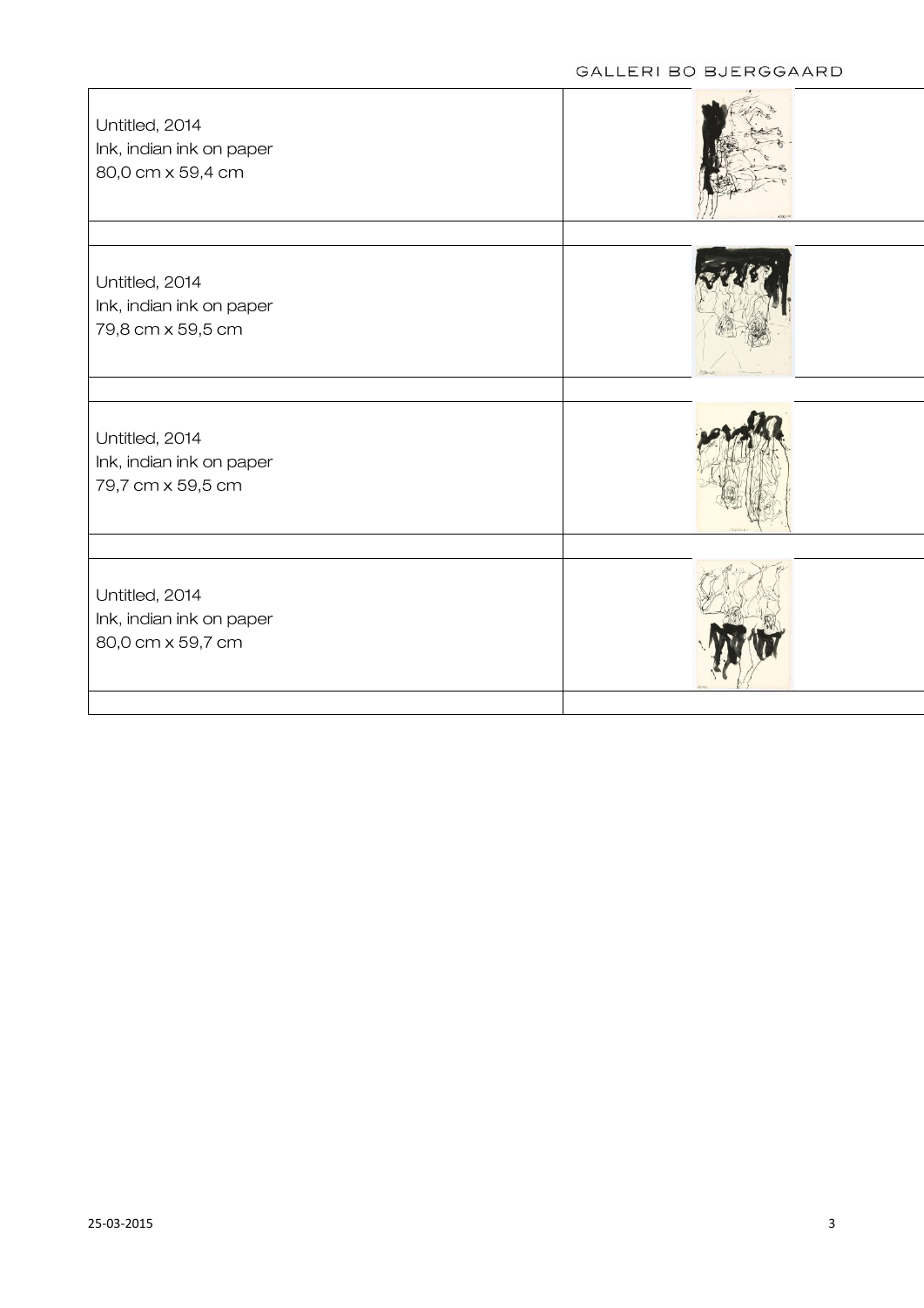| | |
|---|---|
| Untitled, 2014<br>Ink, indian ink on paper<br>80,0 cm x 59,4 cm | |
| | |
| Untitled, 2014<br>Ink, indian ink on paper<br>79,8 cm x 59,5 cm | |
| | |
| Untitled, 2014<br>Ink, indian ink on paper<br>79,7 cm x 59,5 cm | |
| | |
| Untitled, 2014<br>Ink, indian ink on paper<br>80,0 cm x 59,7 cm | |
| | |

25-03-2015